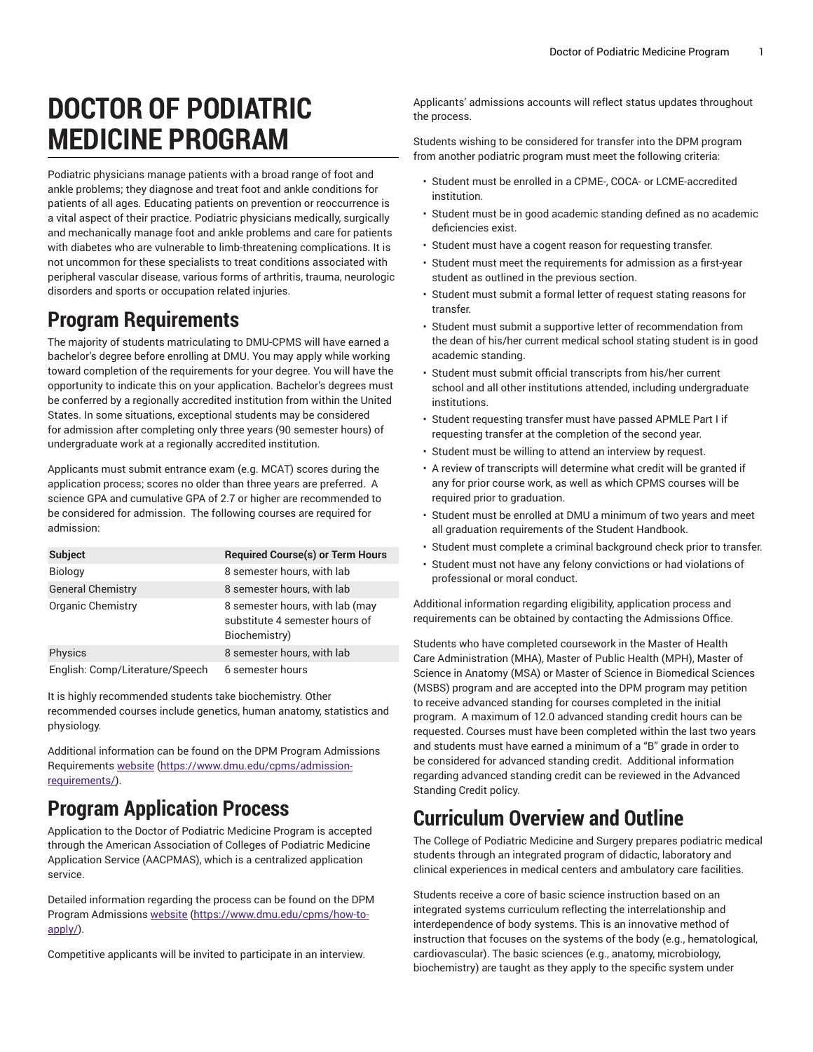# DOCTOR OF PODIATRIC MEDICINE PROGRAM

Podiatric physicians manage patients with a broad range of foot and ankle problems; they diagnose and treat foot and ankle conditions for patients of all ages. Educating patients on prevention or reoccurrence is a vital aspect of their practice. Podiatric physicians medically, surgically and mechanically manage foot and ankle problems and care for patients with diabetes who are vulnerable to limb-threatening complications. It is not uncommon for these specialists to treat conditions associated with peripheral vascular disease, various forms of arthritis, trauma, neurologic disorders and sports or occupation related injuries.

## Program Requirements

The majority of students matriculating to DMU-CPMS will have earned a bachelor's degree before enrolling at DMU. You may apply while working toward completion of the requirements for your degree. You will have the opportunity to indicate this on your application. Bachelor's degrees must be conferred by a regionally accredited institution from within the United States. In some situations, exceptional students may be considered for admission after completing only three years (90 semester hours) of undergraduate work at a regionally accredited institution.

Applicants must submit entrance exam (e.g. MCAT) scores during the application process; scores no older than three years are preferred. A science GPA and cumulative GPA of 2.7 or higher are recommended to be considered for admission. The following courses are required for admission:

| Subject | Required Course(s) or Term Hours |
| --- | --- |
| Biology | 8 semester hours, with lab |
| General Chemistry | 8 semester hours, with lab |
| Organic Chemistry | 8 semester hours, with lab (may substitute 4 semester hours of Biochemistry) |
| Physics | 8 semester hours, with lab |
| English: Comp/Literature/Speech | 6 semester hours |

It is highly recommended students take biochemistry. Other recommended courses include genetics, human anatomy, statistics and physiology.

Additional information can be found on the DPM Program Admissions Requirements website (https://www.dmu.edu/cpms/admission-requirements/).

## Program Application Process

Application to the Doctor of Podiatric Medicine Program is accepted through the American Association of Colleges of Podiatric Medicine Application Service (AACPMAS), which is a centralized application service.

Detailed information regarding the process can be found on the DPM Program Admissions website (https://www.dmu.edu/cpms/how-to-apply/).

Competitive applicants will be invited to participate in an interview.

Applicants' admissions accounts will reflect status updates throughout the process.

Students wishing to be considered for transfer into the DPM program from another podiatric program must meet the following criteria:

- Student must be enrolled in a CPME-, COCA- or LCME-accredited institution.
- Student must be in good academic standing defined as no academic deficiencies exist.
- Student must have a cogent reason for requesting transfer.
- Student must meet the requirements for admission as a first-year student as outlined in the previous section.
- Student must submit a formal letter of request stating reasons for transfer.
- Student must submit a supportive letter of recommendation from the dean of his/her current medical school stating student is in good academic standing.
- Student must submit official transcripts from his/her current school and all other institutions attended, including undergraduate institutions.
- Student requesting transfer must have passed APMLE Part I if requesting transfer at the completion of the second year.
- Student must be willing to attend an interview by request.
- A review of transcripts will determine what credit will be granted if any for prior course work, as well as which CPMS courses will be required prior to graduation.
- Student must be enrolled at DMU a minimum of two years and meet all graduation requirements of the Student Handbook.
- Student must complete a criminal background check prior to transfer.
- Student must not have any felony convictions or had violations of professional or moral conduct.

Additional information regarding eligibility, application process and requirements can be obtained by contacting the Admissions Office.

Students who have completed coursework in the Master of Health Care Administration (MHA), Master of Public Health (MPH), Master of Science in Anatomy (MSA) or Master of Science in Biomedical Sciences (MSBS) program and are accepted into the DPM program may petition to receive advanced standing for courses completed in the initial program. A maximum of 12.0 advanced standing credit hours can be requested. Courses must have been completed within the last two years and students must have earned a minimum of a "B" grade in order to be considered for advanced standing credit. Additional information regarding advanced standing credit can be reviewed in the Advanced Standing Credit policy.

## Curriculum Overview and Outline

The College of Podiatric Medicine and Surgery prepares podiatric medical students through an integrated program of didactic, laboratory and clinical experiences in medical centers and ambulatory care facilities.

Students receive a core of basic science instruction based on an integrated systems curriculum reflecting the interrelationship and interdependence of body systems. This is an innovative method of instruction that focuses on the systems of the body (e.g., hematological, cardiovascular). The basic sciences (e.g., anatomy, microbiology, biochemistry) are taught as they apply to the specific system under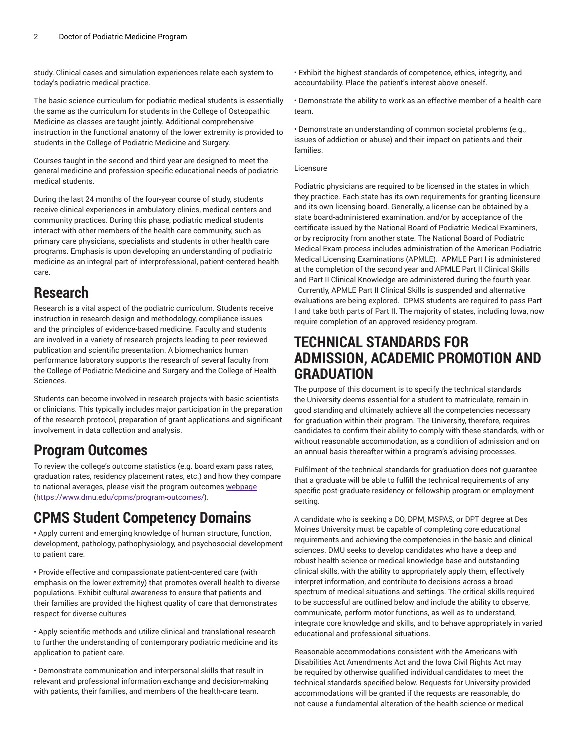study. Clinical cases and simulation experiences relate each system to today's podiatric medical practice.

The basic science curriculum for podiatric medical students is essentially the same as the curriculum for students in the College of Osteopathic Medicine as classes are taught jointly. Additional comprehensive instruction in the functional anatomy of the lower extremity is provided to students in the College of Podiatric Medicine and Surgery.

Courses taught in the second and third year are designed to meet the general medicine and profession-specific educational needs of podiatric medical students.

During the last 24 months of the four-year course of study, students receive clinical experiences in ambulatory clinics, medical centers and community practices. During this phase, podiatric medical students interact with other members of the health care community, such as primary care physicians, specialists and students in other health care programs. Emphasis is upon developing an understanding of podiatric medicine as an integral part of interprofessional, patient-centered health care.

# Research

Research is a vital aspect of the podiatric curriculum. Students receive instruction in research design and methodology, compliance issues and the principles of evidence-based medicine. Faculty and students are involved in a variety of research projects leading to peer-reviewed publication and scientific presentation. A biomechanics human performance laboratory supports the research of several faculty from the College of Podiatric Medicine and Surgery and the College of Health Sciences.

Students can become involved in research projects with basic scientists or clinicians. This typically includes major participation in the preparation of the research protocol, preparation of grant applications and significant involvement in data collection and analysis.

# Program Outcomes

To review the college's outcome statistics (e.g. board exam pass rates, graduation rates, residency placement rates, etc.) and how they compare to national averages, please visit the program outcomes [webpage](https://www.dmu.edu/cpms/program-outcomes/) (https://www.dmu.edu/cpms/program-outcomes/).

# CPMS Student Competency Domains

• Apply current and emerging knowledge of human structure, function, development, pathology, pathophysiology, and psychosocial development to patient care.

• Provide effective and compassionate patient-centered care (with emphasis on the lower extremity) that promotes overall health to diverse populations. Exhibit cultural awareness to ensure that patients and their families are provided the highest quality of care that demonstrates respect for diverse cultures

• Apply scientific methods and utilize clinical and translational research to further the understanding of contemporary podiatric medicine and its application to patient care.

• Demonstrate communication and interpersonal skills that result in relevant and professional information exchange and decision-making with patients, their families, and members of the health-care team.

• Exhibit the highest standards of competence, ethics, integrity, and accountability. Place the patient's interest above oneself.

• Demonstrate the ability to work as an effective member of a health-care team.

• Demonstrate an understanding of common societal problems (e.g., issues of addiction or abuse) and their impact on patients and their families.

Licensure

Podiatric physicians are required to be licensed in the states in which they practice. Each state has its own requirements for granting licensure and its own licensing board. Generally, a license can be obtained by a state board-administered examination, and/or by acceptance of the certificate issued by the National Board of Podiatric Medical Examiners, or by reciprocity from another state. The National Board of Podiatric Medical Exam process includes administration of the American Podiatric Medical Licensing Examinations (APMLE). APMLE Part I is administered at the completion of the second year and APMLE Part II Clinical Skills and Part II Clinical Knowledge are administered during the fourth year. Currently, APMLE Part II Clinical Skills is suspended and alternative evaluations are being explored. CPMS students are required to pass Part I and take both parts of Part II. The majority of states, including Iowa, now require completion of an approved residency program.

# TECHNICAL STANDARDS FOR ADMISSION, ACADEMIC PROMOTION AND GRADUATION

The purpose of this document is to specify the technical standards the University deems essential for a student to matriculate, remain in good standing and ultimately achieve all the competencies necessary for graduation within their program. The University, therefore, requires candidates to confirm their ability to comply with these standards, with or without reasonable accommodation, as a condition of admission and on an annual basis thereafter within a program's advising processes.

Fulfilment of the technical standards for graduation does not guarantee that a graduate will be able to fulfill the technical requirements of any specific post-graduate residency or fellowship program or employment setting.

A candidate who is seeking a DO, DPM, MSPAS, or DPT degree at Des Moines University must be capable of completing core educational requirements and achieving the competencies in the basic and clinical sciences. DMU seeks to develop candidates who have a deep and robust health science or medical knowledge base and outstanding clinical skills, with the ability to appropriately apply them, effectively interpret information, and contribute to decisions across a broad spectrum of medical situations and settings. The critical skills required to be successful are outlined below and include the ability to observe, communicate, perform motor functions, as well as to understand, integrate core knowledge and skills, and to behave appropriately in varied educational and professional situations.

Reasonable accommodations consistent with the Americans with Disabilities Act Amendments Act and the Iowa Civil Rights Act may be required by otherwise qualified individual candidates to meet the technical standards specified below. Requests for University-provided accommodations will be granted if the requests are reasonable, do not cause a fundamental alteration of the health science or medical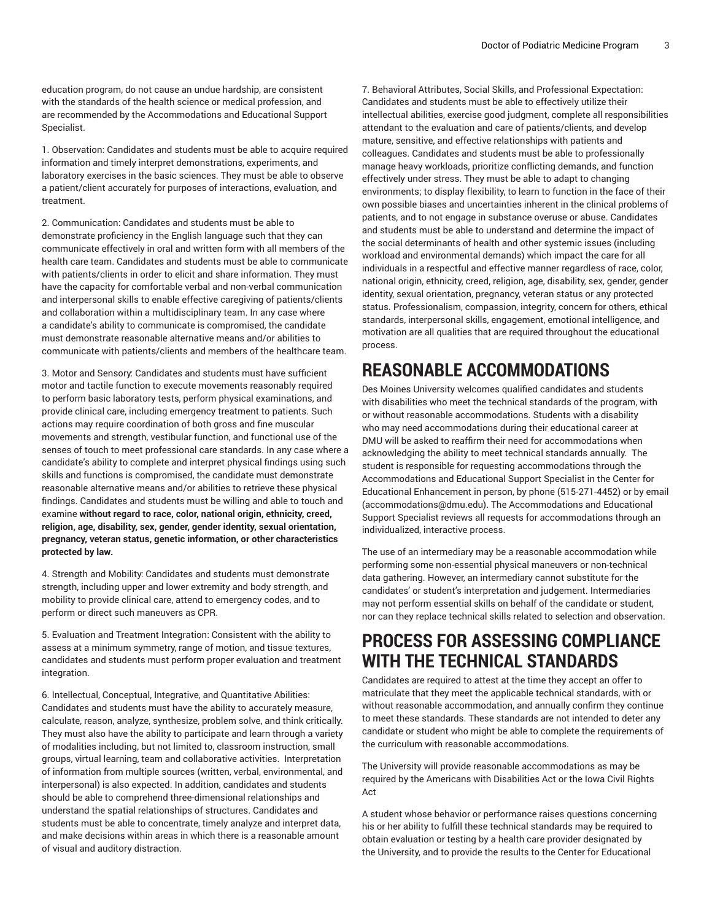education program, do not cause an undue hardship, are consistent with the standards of the health science or medical profession, and are recommended by the Accommodations and Educational Support Specialist.

1. Observation: Candidates and students must be able to acquire required information and timely interpret demonstrations, experiments, and laboratory exercises in the basic sciences. They must be able to observe a patient/client accurately for purposes of interactions, evaluation, and treatment.

2. Communication: Candidates and students must be able to demonstrate proficiency in the English language such that they can communicate effectively in oral and written form with all members of the health care team. Candidates and students must be able to communicate with patients/clients in order to elicit and share information. They must have the capacity for comfortable verbal and non-verbal communication and interpersonal skills to enable effective caregiving of patients/clients and collaboration within a multidisciplinary team. In any case where a candidate's ability to communicate is compromised, the candidate must demonstrate reasonable alternative means and/or abilities to communicate with patients/clients and members of the healthcare team.

3. Motor and Sensory: Candidates and students must have sufficient motor and tactile function to execute movements reasonably required to perform basic laboratory tests, perform physical examinations, and provide clinical care, including emergency treatment to patients. Such actions may require coordination of both gross and fine muscular movements and strength, vestibular function, and functional use of the senses of touch to meet professional care standards. In any case where a candidate's ability to complete and interpret physical findings using such skills and functions is compromised, the candidate must demonstrate reasonable alternative means and/or abilities to retrieve these physical findings. Candidates and students must be willing and able to touch and examine **without regard to race, color, national origin, ethnicity, creed, religion, age, disability, sex, gender, gender identity, sexual orientation, pregnancy, veteran status, genetic information, or other characteristics protected by law.**

4. Strength and Mobility: Candidates and students must demonstrate strength, including upper and lower extremity and body strength, and mobility to provide clinical care, attend to emergency codes, and to perform or direct such maneuvers as CPR.

5. Evaluation and Treatment Integration: Consistent with the ability to assess at a minimum symmetry, range of motion, and tissue textures, candidates and students must perform proper evaluation and treatment integration.

6. Intellectual, Conceptual, Integrative, and Quantitative Abilities: Candidates and students must have the ability to accurately measure, calculate, reason, analyze, synthesize, problem solve, and think critically. They must also have the ability to participate and learn through a variety of modalities including, but not limited to, classroom instruction, small groups, virtual learning, team and collaborative activities. Interpretation of information from multiple sources (written, verbal, environmental, and interpersonal) is also expected. In addition, candidates and students should be able to comprehend three-dimensional relationships and understand the spatial relationships of structures. Candidates and students must be able to concentrate, timely analyze and interpret data, and make decisions within areas in which there is a reasonable amount of visual and auditory distraction.

7. Behavioral Attributes, Social Skills, and Professional Expectation: Candidates and students must be able to effectively utilize their intellectual abilities, exercise good judgment, complete all responsibilities attendant to the evaluation and care of patients/clients, and develop mature, sensitive, and effective relationships with patients and colleagues. Candidates and students must be able to professionally manage heavy workloads, prioritize conflicting demands, and function effectively under stress. They must be able to adapt to changing environments; to display flexibility, to learn to function in the face of their own possible biases and uncertainties inherent in the clinical problems of patients, and to not engage in substance overuse or abuse. Candidates and students must be able to understand and determine the impact of the social determinants of health and other systemic issues (including workload and environmental demands) which impact the care for all individuals in a respectful and effective manner regardless of race, color, national origin, ethnicity, creed, religion, age, disability, sex, gender, gender identity, sexual orientation, pregnancy, veteran status or any protected status. Professionalism, compassion, integrity, concern for others, ethical standards, interpersonal skills, engagement, emotional intelligence, and motivation are all qualities that are required throughout the educational process.

## REASONABLE ACCOMMODATIONS

Des Moines University welcomes qualified candidates and students with disabilities who meet the technical standards of the program, with or without reasonable accommodations. Students with a disability who may need accommodations during their educational career at DMU will be asked to reaffirm their need for accommodations when acknowledging the ability to meet technical standards annually. The student is responsible for requesting accommodations through the Accommodations and Educational Support Specialist in the Center for Educational Enhancement in person, by phone (515-271-4452) or by email (accommodations@dmu.edu). The Accommodations and Educational Support Specialist reviews all requests for accommodations through an individualized, interactive process.

The use of an intermediary may be a reasonable accommodation while performing some non-essential physical maneuvers or non-technical data gathering. However, an intermediary cannot substitute for the candidates' or student's interpretation and judgement. Intermediaries may not perform essential skills on behalf of the candidate or student, nor can they replace technical skills related to selection and observation.

## PROCESS FOR ASSESSING COMPLIANCE WITH THE TECHNICAL STANDARDS

Candidates are required to attest at the time they accept an offer to matriculate that they meet the applicable technical standards, with or without reasonable accommodation, and annually confirm they continue to meet these standards. These standards are not intended to deter any candidate or student who might be able to complete the requirements of the curriculum with reasonable accommodations.

The University will provide reasonable accommodations as may be required by the Americans with Disabilities Act or the Iowa Civil Rights Act

A student whose behavior or performance raises questions concerning his or her ability to fulfill these technical standards may be required to obtain evaluation or testing by a health care provider designated by the University, and to provide the results to the Center for Educational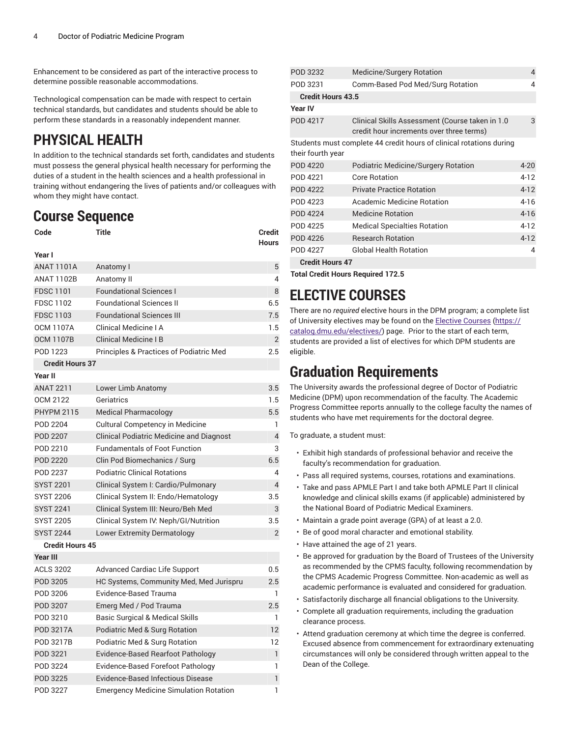Enhancement to be considered as part of the interactive process to determine possible reasonable accommodations.

Technological compensation can be made with respect to certain technical standards, but candidates and students should be able to perform these standards in a reasonably independent manner.

# PHYSICAL HEALTH

In addition to the technical standards set forth, candidates and students must possess the general physical health necessary for performing the duties of a student in the health sciences and a health professional in training without endangering the lives of patients and/or colleagues with whom they might have contact.

## Course Sequence

| Code | Title | Credit Hours |
|---|---|---|
| **Year I** | | |
| ANAT 1101A | Anatomy I | 5 |
| ANAT 1102B | Anatomy II | 4 |
| FDSC 1101 | Foundational Sciences I | 8 |
| FDSC 1102 | Foundational Sciences II | 6.5 |
| FDSC 1103 | Foundational Sciences III | 7.5 |
| OCM 1107A | Clinical Medicine I A | 1.5 |
| OCM 1107B | Clinical Medicine I B | 2 |
| POD 1223 | Principles & Practices of Podiatric Med | 2.5 |
| **Credit Hours 37** | | |
| **Year II** | | |
| ANAT 2211 | Lower Limb Anatomy | 3.5 |
| OCM 2122 | Geriatrics | 1.5 |
| PHYPM 2115 | Medical Pharmacology | 5.5 |
| POD 2204 | Cultural Competency in Medicine | 1 |
| POD 2207 | Clinical Podiatric Medicine and Diagnost | 4 |
| POD 2210 | Fundamentals of Foot Function | 3 |
| POD 2220 | Clin Pod Biomechanics / Surg | 6.5 |
| POD 2237 | Podiatric Clinical Rotations | 4 |
| SYST 2201 | Clinical System I: Cardio/Pulmonary | 4 |
| SYST 2206 | Clinical System II: Endo/Hematology | 3.5 |
| SYST 2241 | Clinical System III: Neuro/Beh Med | 3 |
| SYST 2205 | Clinical System IV: Neph/GI/Nutrition | 3.5 |
| SYST 2244 | Lower Extremity Dermatology | 2 |
| **Credit Hours 45** | | |
| **Year III** | | |
| ACLS 3202 | Advanced Cardiac Life Support | 0.5 |
| POD 3205 | HC Systems, Community Med, Med Jurispru | 2.5 |
| POD 3206 | Evidence-Based Trauma | 1 |
| POD 3207 | Emerg Med / Pod Trauma | 2.5 |
| POD 3210 | Basic Surgical & Medical Skills | 1 |
| POD 3217A | Podiatric Med & Surg Rotation | 12 |
| POD 3217B | Podiatric Med & Surg Rotation | 12 |
| POD 3221 | Evidence-Based Rearfoot Pathology | 1 |
| POD 3224 | Evidence-Based Forefoot Pathology | 1 |
| POD 3225 | Evidence-Based Infectious Disease | 1 |
| POD 3227 | Emergency Medicine Simulation Rotation | 1 |
| POD 3232 | Medicine/Surgery Rotation | 4 |
| POD 3231 | Comm-Based Pod Med/Surg Rotation | 4 |
| **Credit Hours 43.5** | | |
| **Year IV** | | |
| POD 4217 | Clinical Skills Assessment (Course taken in 1.0 credit hour increments over three terms) | 3 |
| Students must complete 44 credit hours of clinical rotations during their fourth year | | |
| POD 4220 | Podiatric Medicine/Surgery Rotation | 4-20 |
| POD 4221 | Core Rotation | 4-12 |
| POD 4222 | Private Practice Rotation | 4-12 |
| POD 4223 | Academic Medicine Rotation | 4-16 |
| POD 4224 | Medicine Rotation | 4-16 |
| POD 4225 | Medical Specialties Rotation | 4-12 |
| POD 4226 | Research Rotation | 4-12 |
| POD 4227 | Global Health Rotation | 4 |
| **Credit Hours 47** | | |
| **Total Credit Hours Required 172.5** | | |

# ELECTIVE COURSES

There are no *required* elective hours in the DPM program; a complete list of University electives may be found on the [Elective Courses](https://catalog.dmu.edu/electives/) (https://catalog.dmu.edu/electives/) page. Prior to the start of each term, students are provided a list of electives for which DPM students are eligible.

## Graduation Requirements

The University awards the professional degree of Doctor of Podiatric Medicine (DPM) upon recommendation of the faculty. The Academic Progress Committee reports annually to the college faculty the names of students who have met requirements for the doctoral degree.

To graduate, a student must:

- Exhibit high standards of professional behavior and receive the faculty's recommendation for graduation.
- Pass all required systems, courses, rotations and examinations.
- Take and pass APMLE Part I and take both APMLE Part II clinical knowledge and clinical skills exams (if applicable) administered by the National Board of Podiatric Medical Examiners.
- Maintain a grade point average (GPA) of at least a 2.0.
- Be of good moral character and emotional stability.
- Have attained the age of 21 years.
- Be approved for graduation by the Board of Trustees of the University as recommended by the CPMS faculty, following recommendation by the CPMS Academic Progress Committee. Non-academic as well as academic performance is evaluated and considered for graduation.
- Satisfactorily discharge all financial obligations to the University.
- Complete all graduation requirements, including the graduation clearance process.
- Attend graduation ceremony at which time the degree is conferred. Excused absence from commencement for extraordinary extenuating circumstances will only be considered through written appeal to the Dean of the College.